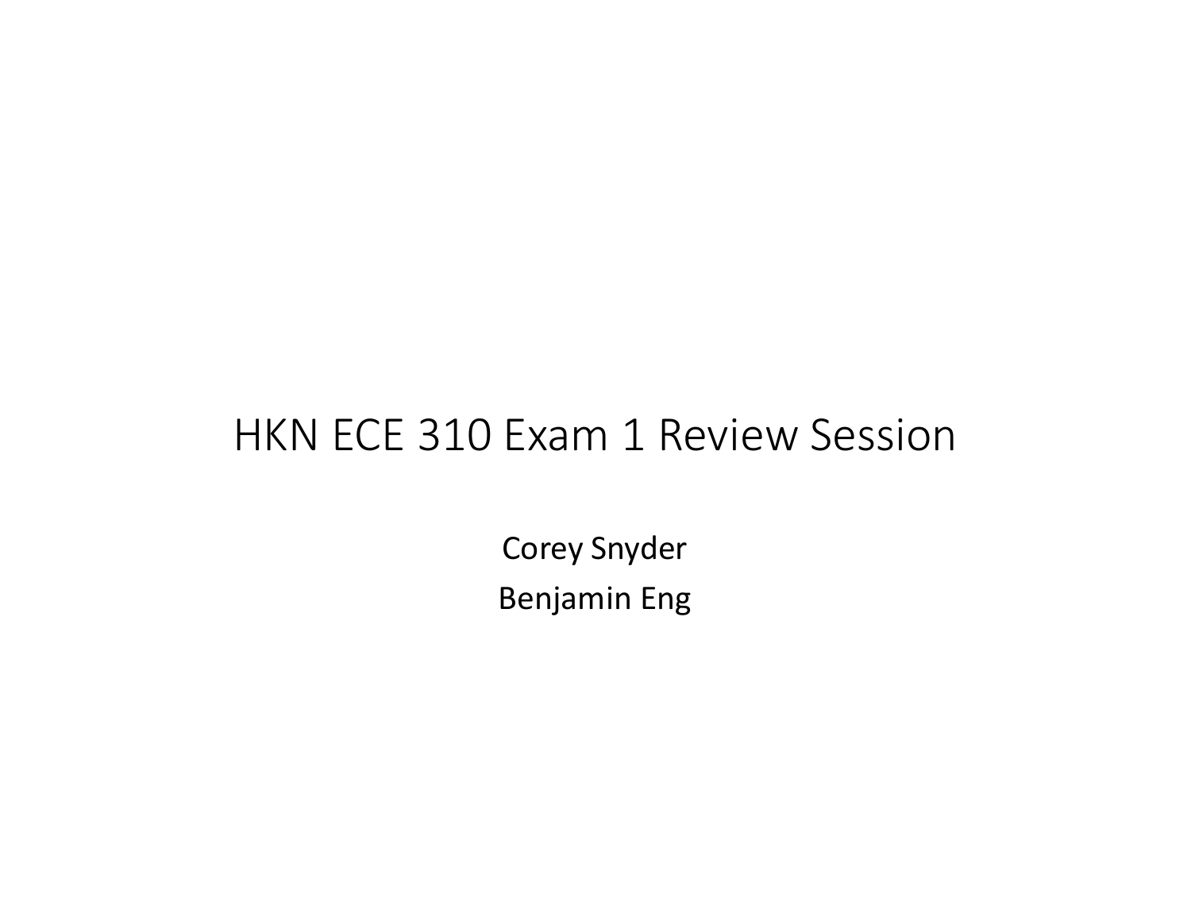# HKN ECE 310 Exam 1 Review Session

Corey Snyder

Benjamin Eng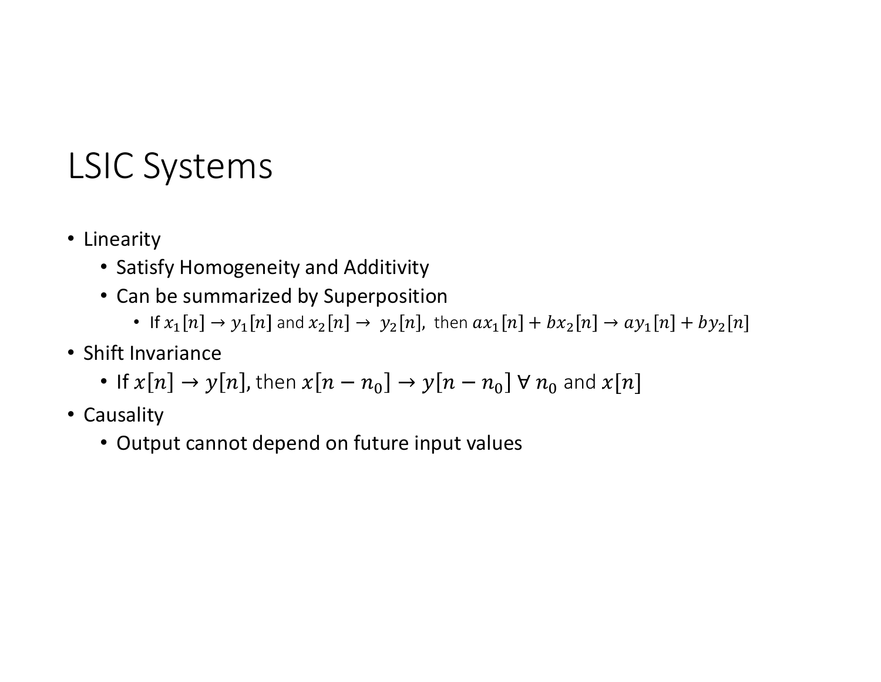# LSIC Systems

- Linearity
  - Satisfy Homogeneity and Additivity
  - Can be summarized by Superposition
    - If $x_1[n] \rightarrow y_1[n]$ and $x_2[n] \rightarrow y_2[n]$, then $ax_1[n] + bx_2[n] \rightarrow ay_1[n] + by_2[n]$
- Shift Invariance
  - If $x[n] \rightarrow y[n]$, then $x[n - n_0] \rightarrow y[n - n_0] \; \forall \; n_0$ and $x[n]$
- Causality
  - Output cannot depend on future input values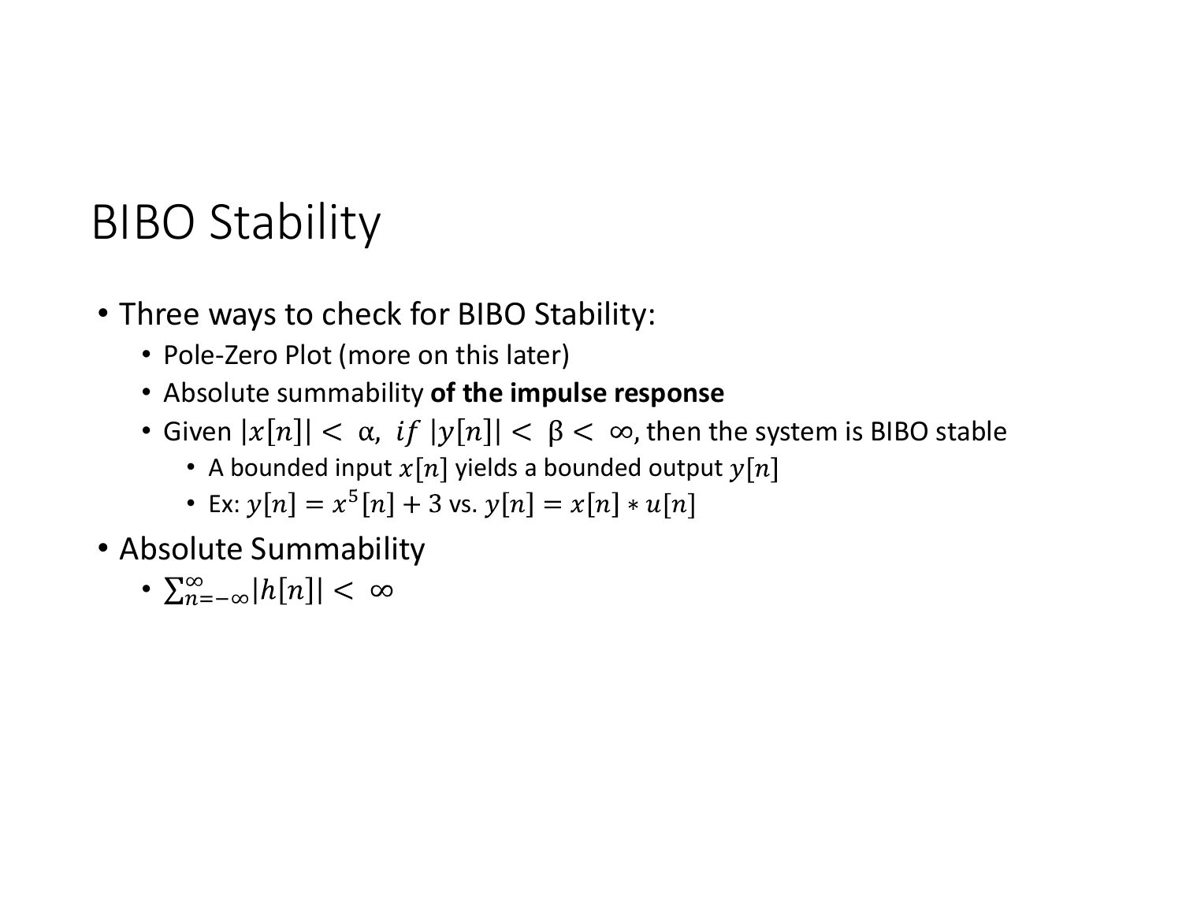# BIBO Stability

- Three ways to check for BIBO Stability:
  - Pole-Zero Plot (more on this later)
  - Absolute summability **of the impulse response**
  - Given $|x[n]| < \alpha,\ if\ |y[n]| < \beta < \infty$, then the system is BIBO stable
    - A bounded input $x[n]$ yields a bounded output $y[n]$
    - Ex: $y[n] = x^5[n] + 3$ vs. $y[n] = x[n] * u[n]$
- Absolute Summability
  - $\sum_{n=-\infty}^{\infty} |h[n]| < \infty$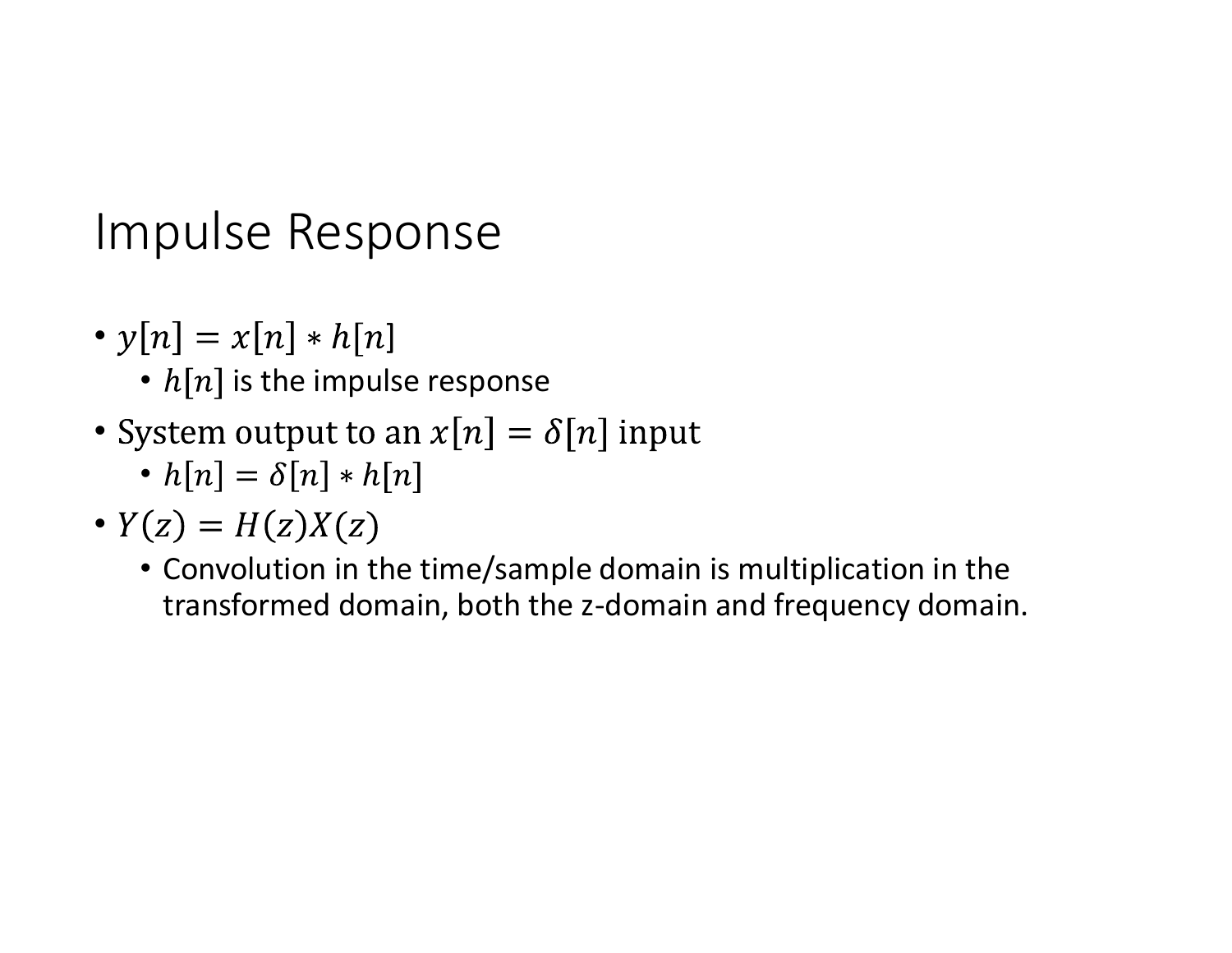# Impulse Response

- $y[n] = x[n] * h[n]$
  - $h[n]$ is the impulse response
- System output to an $x[n] = \delta[n]$ input
  - $h[n] = \delta[n] * h[n]$
- $Y(z) = H(z)X(z)$
  - Convolution in the time/sample domain is multiplication in the transformed domain, both the z-domain and frequency domain.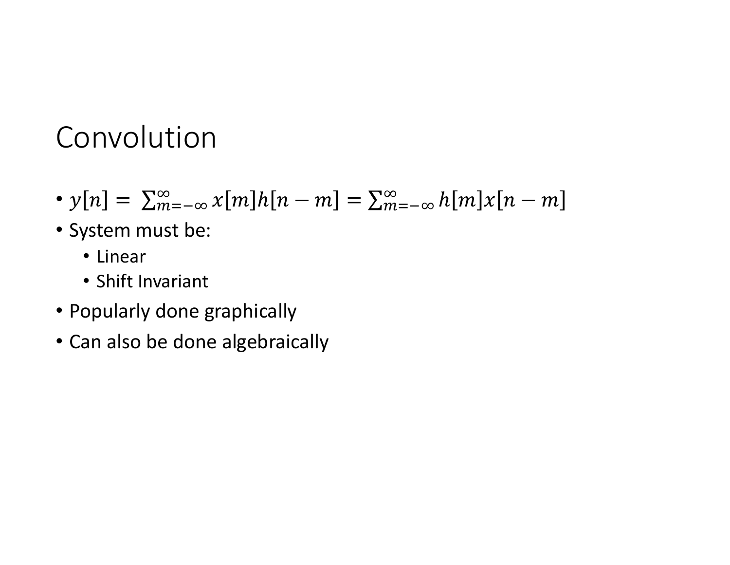# Convolution

- $y[n] = \sum_{m=-\infty}^{\infty} x[m]h[n-m] = \sum_{m=-\infty}^{\infty} h[m]x[n-m]$
- System must be:
  - Linear
  - Shift Invariant
- Popularly done graphically
- Can also be done algebraically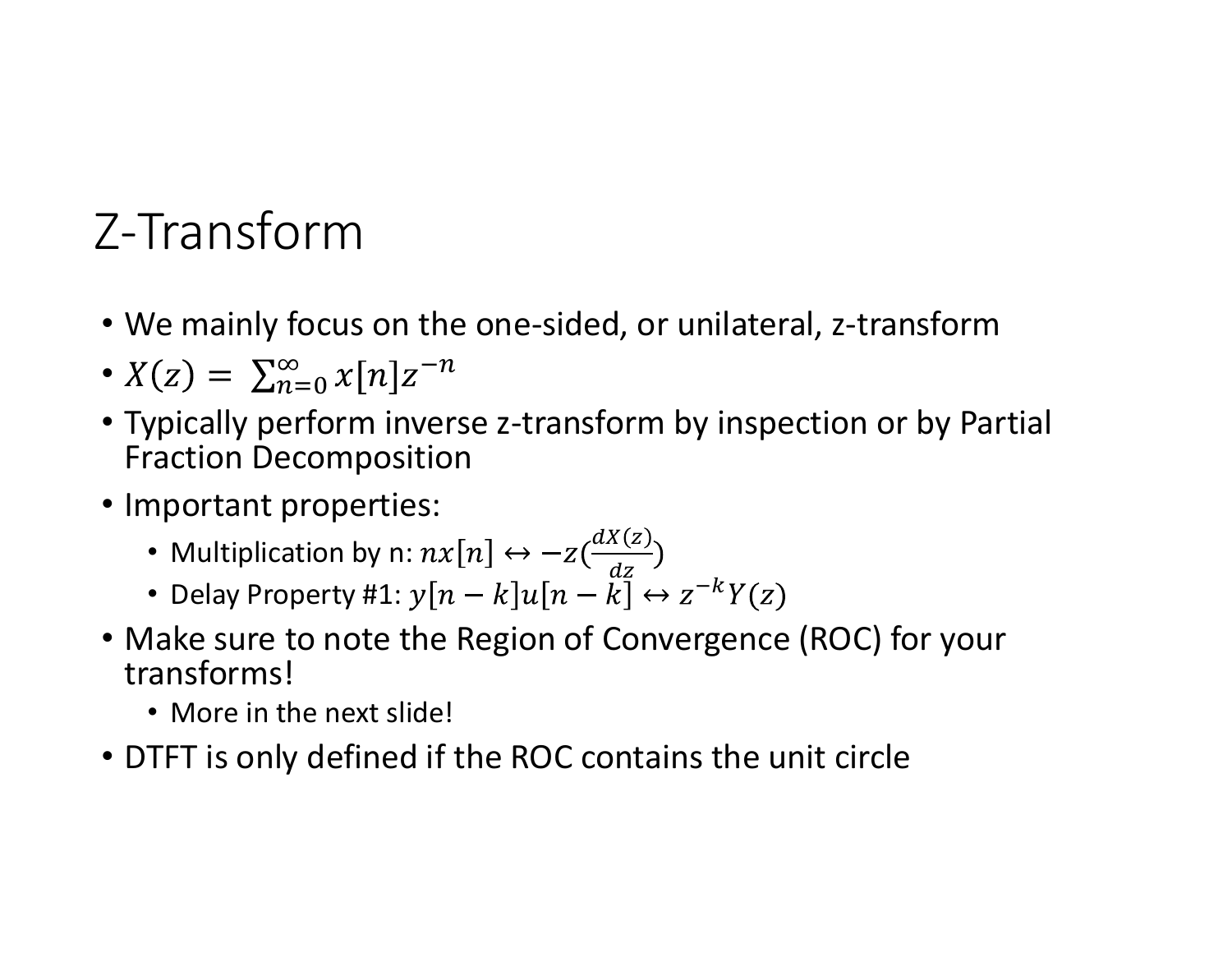# Z-Transform

- We mainly focus on the one-sided, or unilateral, z-transform
- $X(z) = \sum_{n=0}^{\infty} x[n]z^{-n}$
- Typically perform inverse z-transform by inspection or by Partial Fraction Decomposition
- Important properties:
  - Multiplication by n: $nx[n] \leftrightarrow -z(\frac{dX(z)}{dz})$
  - Delay Property #1: $y[n-k]u[n-k] \leftrightarrow z^{-k}Y(z)$
- Make sure to note the Region of Convergence (ROC) for your transforms!
  - More in the next slide!
- DTFT is only defined if the ROC contains the unit circle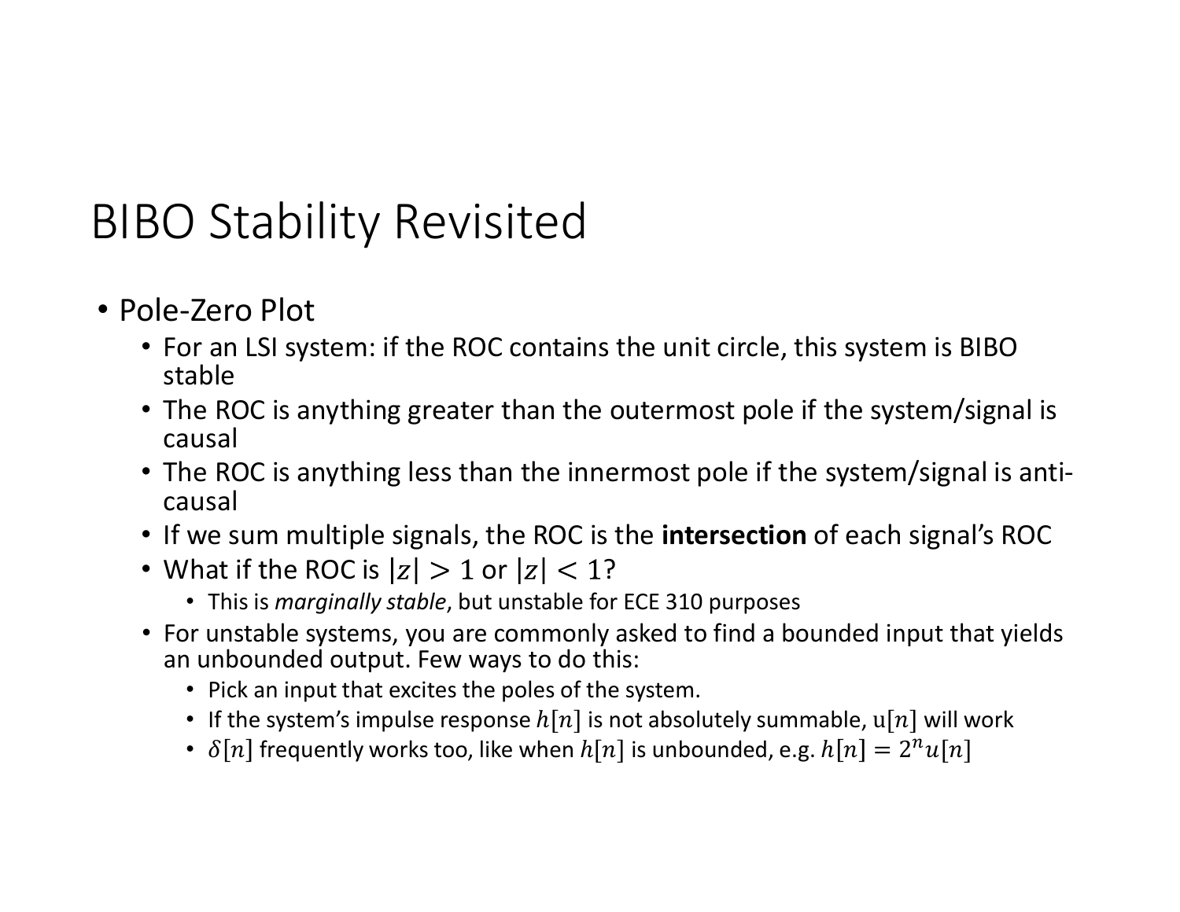# BIBO Stability Revisited

- Pole-Zero Plot
  - For an LSI system: if the ROC contains the unit circle, this system is BIBO stable
  - The ROC is anything greater than the outermost pole if the system/signal is causal
  - The ROC is anything less than the innermost pole if the system/signal is anti-causal
  - If we sum multiple signals, the ROC is the **intersection** of each signal's ROC
  - What if the ROC is $|z| > 1$ or $|z| < 1$?
    - This is *marginally stable*, but unstable for ECE 310 purposes
  - For unstable systems, you are commonly asked to find a bounded input that yields an unbounded output. Few ways to do this:
    - Pick an input that excites the poles of the system.
    - If the system's impulse response $h[n]$ is not absolutely summable, $\mathrm{u}[n]$ will work
    - $\delta[n]$ frequently works too, like when $h[n]$ is unbounded, e.g. $h[n] = 2^n u[n]$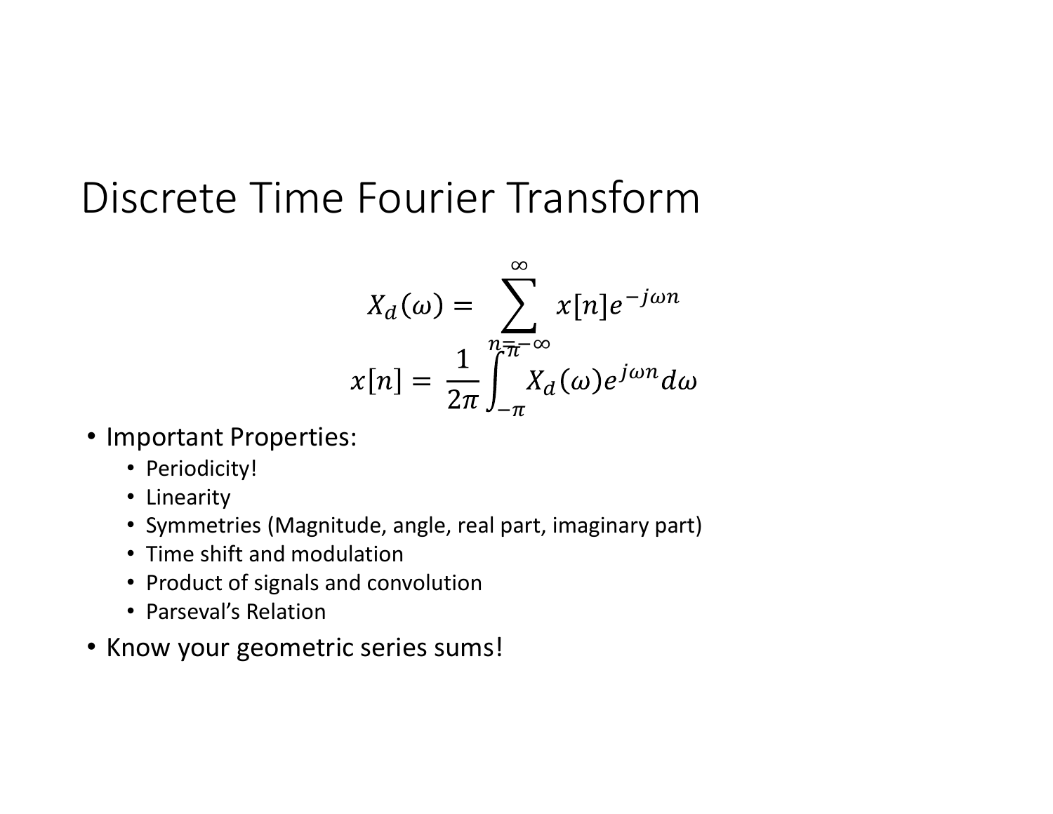# Discrete Time Fourier Transform

$$X_d(\omega) = \sum_{n=-\infty}^{\infty} x[n] e^{-j\omega n}$$

$$x[n] = \frac{1}{2\pi} \int_{-\pi}^{\pi} X_d(\omega) e^{j\omega n} d\omega$$

- Important Properties:
  - Periodicity!
  - Linearity
  - Symmetries (Magnitude, angle, real part, imaginary part)
  - Time shift and modulation
  - Product of signals and convolution
  - Parseval's Relation
- Know your geometric series sums!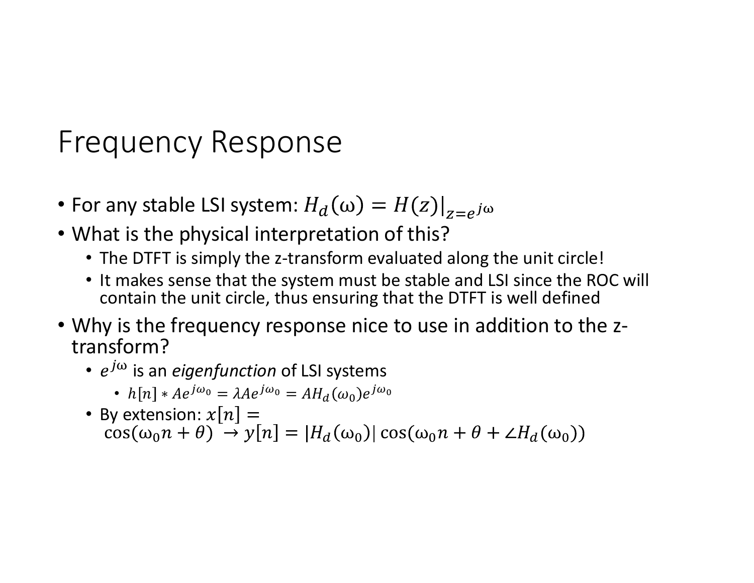# Frequency Response

- For any stable LSI system: $H_d(\omega) = H(z)|_{z=e^{j\omega}}$
- What is the physical interpretation of this?
  - The DTFT is simply the z-transform evaluated along the unit circle!
  - It makes sense that the system must be stable and LSI since the ROC will contain the unit circle, thus ensuring that the DTFT is well defined
- Why is the frequency response nice to use in addition to the z-transform?
  - $e^{j\omega}$ is an *eigenfunction* of LSI systems
    - $h[n] * Ae^{j\omega_0} = \lambda Ae^{j\omega_0} = AH_d(\omega_0)e^{j\omega_0}$
  - By extension: $x[n] = \cos(\omega_0 n + \theta) \rightarrow y[n] = |H_d(\omega_0)| \cos(\omega_0 n + \theta + \angle H_d(\omega_0))$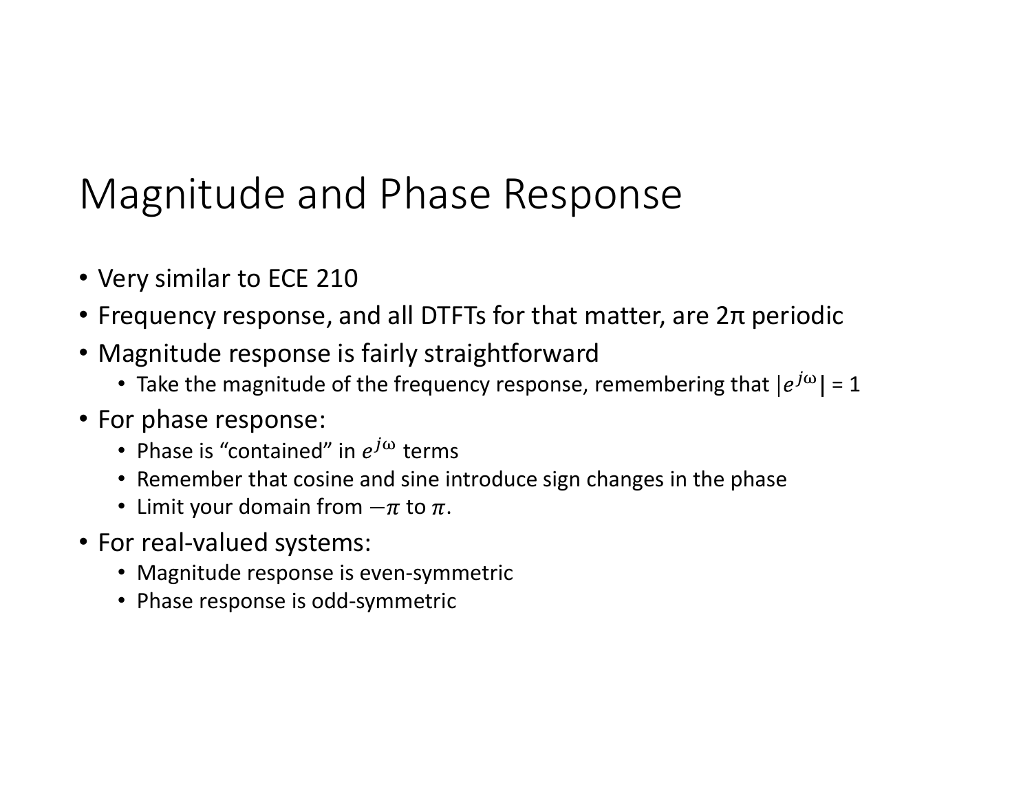# Magnitude and Phase Response

- Very similar to ECE 210
- Frequency response, and all DTFTs for that matter, are 2π periodic
- Magnitude response is fairly straightforward
  - Take the magnitude of the frequency response, remembering that $|e^{j\omega}| = 1$
- For phase response:
  - Phase is "contained" in $e^{j\omega}$ terms
  - Remember that cosine and sine introduce sign changes in the phase
  - Limit your domain from $-\pi$ to $\pi$.
- For real-valued systems:
  - Magnitude response is even-symmetric
  - Phase response is odd-symmetric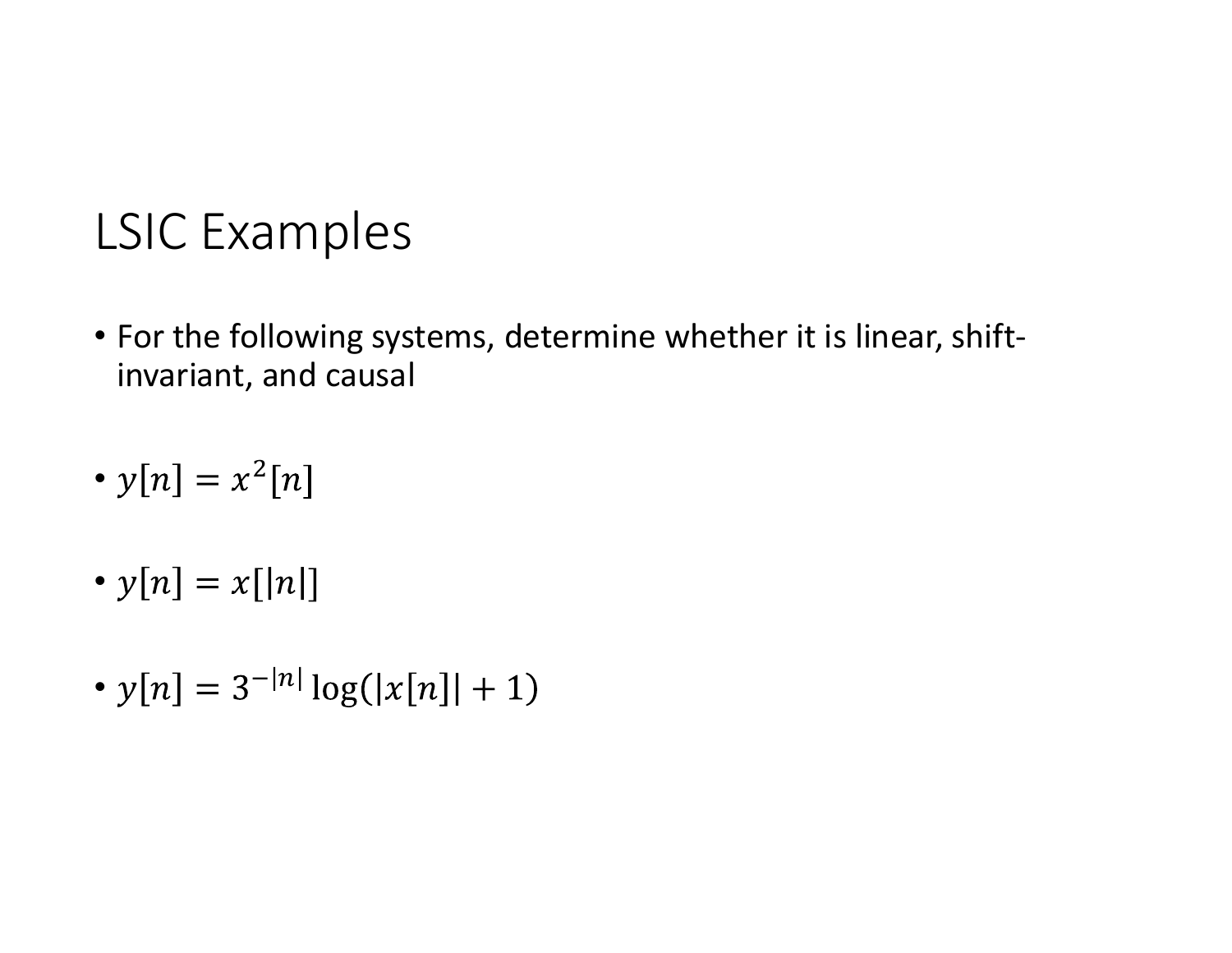# LSIC Examples

- For the following systems, determine whether it is linear, shift-invariant, and causal
- $y[n] = x^2[n]$
- $y[n] = x[|n|]$
- $y[n] = 3^{-|n|} \log(|x[n]| + 1)$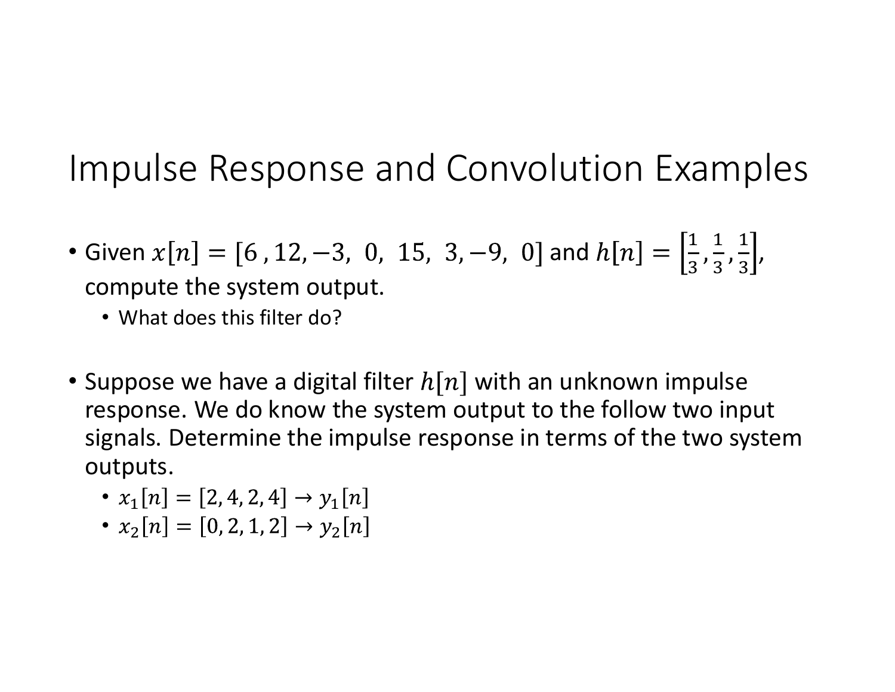# Impulse Response and Convolution Examples

- Given $x[n] = [6\,, 12, -3,\ 0,\ 15,\ 3, -9,\ 0]$ and $h[n] = \left[\frac{1}{3}, \frac{1}{3}, \frac{1}{3}\right]$, compute the system output.
  - What does this filter do?

- Suppose we have a digital filter $h[n]$ with an unknown impulse response. We do know the system output to the follow two input signals. Determine the impulse response in terms of the two system outputs.
  - $x_1[n] = [2, 4, 2, 4] \rightarrow y_1[n]$
  - $x_2[n] = [0, 2, 1, 2] \rightarrow y_2[n]$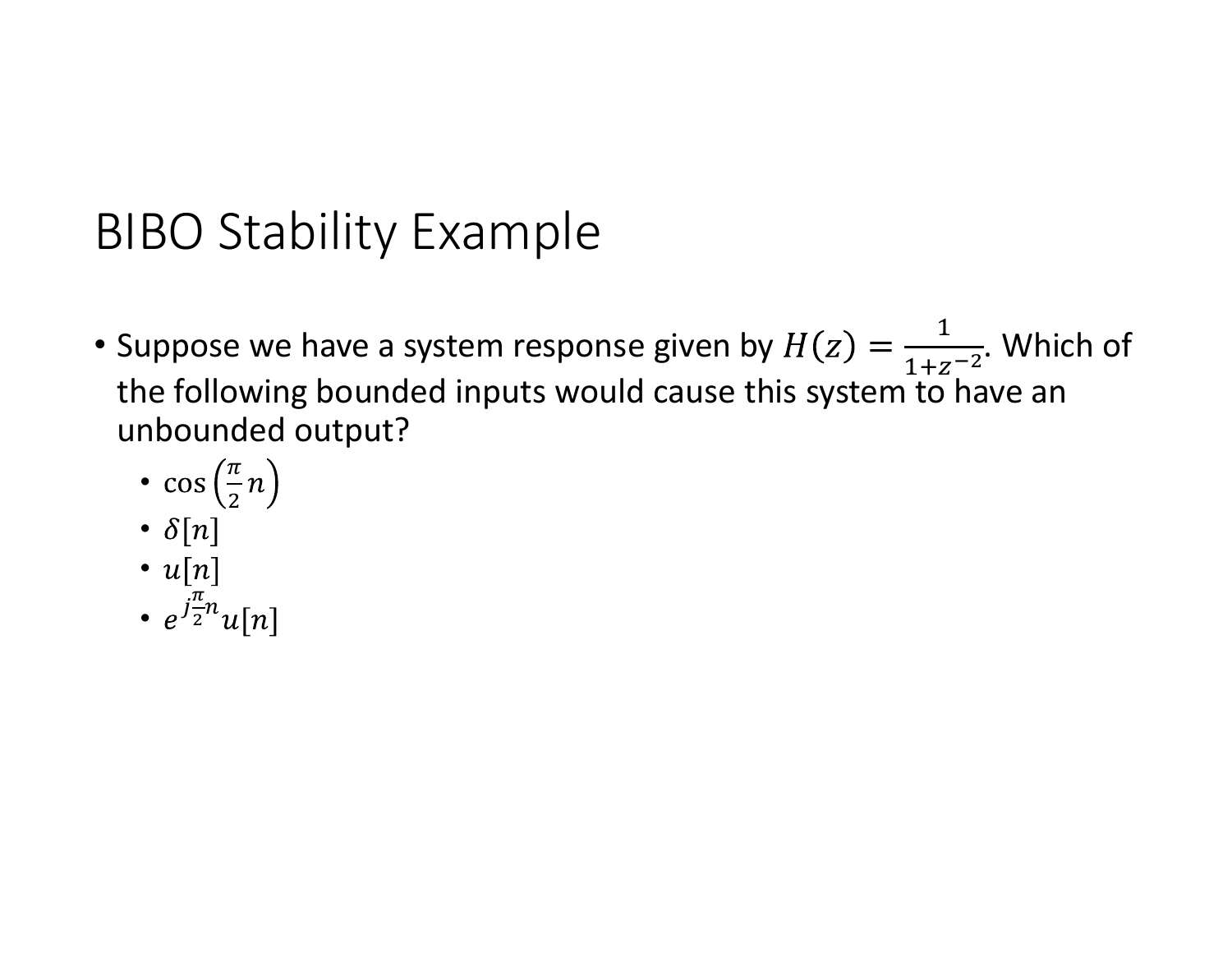# BIBO Stability Example

- Suppose we have a system response given by $H(z) = \frac{1}{1+z^{-2}}$. Which of the following bounded inputs would cause this system to have an unbounded output?
  - $\cos\left(\frac{\pi}{2}n\right)$
  - $\delta[n]$
  - $u[n]$
  - $e^{j\frac{\pi}{2}n}u[n]$